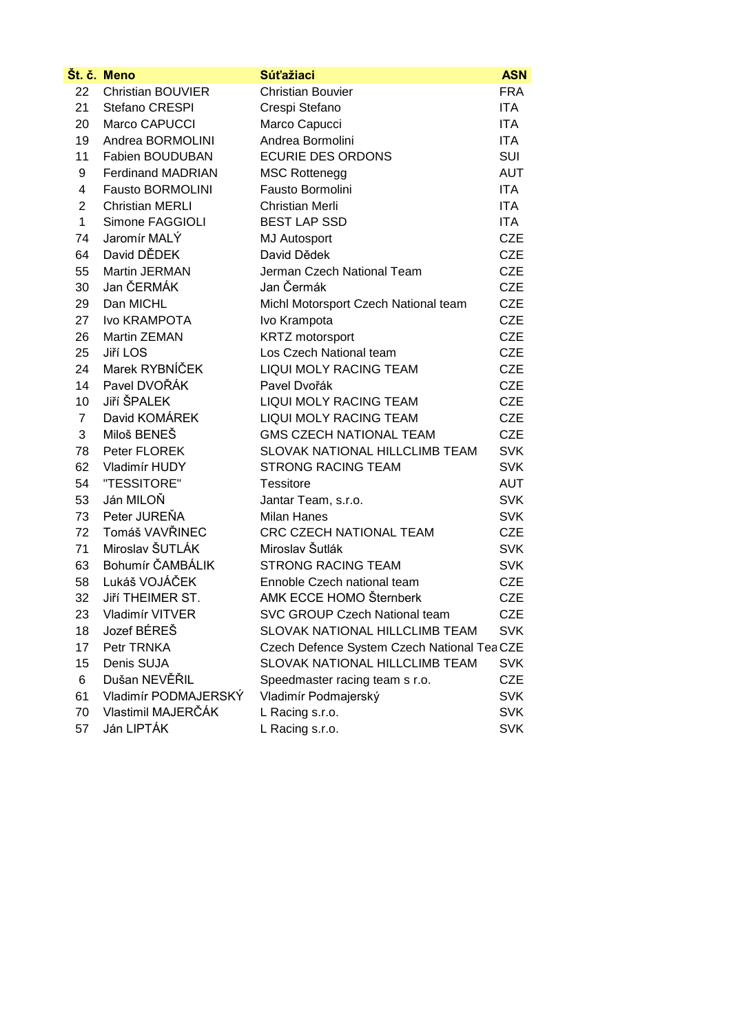| Št. č. | Meno | Súťažiaci | ASN |
|---|---|---|---|
| 22 | Christian BOUVIER | Christian Bouvier | FRA |
| 21 | Stefano CRESPI | Crespi Stefano | ITA |
| 20 | Marco CAPUCCI | Marco Capucci | ITA |
| 19 | Andrea BORMOLINI | Andrea Bormolini | ITA |
| 11 | Fabien BOUDUBAN | ECURIE DES ORDONS | SUI |
| 9 | Ferdinand MADRIAN | MSC Rottenegg | AUT |
| 4 | Fausto BORMOLINI | Fausto Bormolini | ITA |
| 2 | Christian MERLI | Christian Merli | ITA |
| 1 | Simone FAGGIOLI | BEST LAP SSD | ITA |
| 74 | Jaromír MALÝ | MJ Autosport | CZE |
| 64 | David DĚDEK | David Dědek | CZE |
| 55 | Martin JERMAN | Jerman Czech National Team | CZE |
| 30 | Jan ČERMÁK | Jan Čermák | CZE |
| 29 | Dan MICHL | Michl Motorsport Czech National team | CZE |
| 27 | Ivo KRAMPOTA | Ivo Krampota | CZE |
| 26 | Martin ZEMAN | KRTZ motorsport | CZE |
| 25 | Jiří LOS | Los Czech National team | CZE |
| 24 | Marek RYBNÍČEK | LIQUI MOLY RACING TEAM | CZE |
| 14 | Pavel DVOŘÁK | Pavel Dvořák | CZE |
| 10 | Jiří ŠPALEK | LIQUI MOLY RACING TEAM | CZE |
| 7 | David KOMÁREK | LIQUI MOLY RACING TEAM | CZE |
| 3 | Miloš BENEŠ | GMS CZECH NATIONAL TEAM | CZE |
| 78 | Peter FLOREK | SLOVAK NATIONAL HILLCLIMB TEAM | SVK |
| 62 | Vladimír HUDY | STRONG RACING TEAM | SVK |
| 54 | "TESSITORE" | Tessitore | AUT |
| 53 | Ján MILOŇ | Jantar Team, s.r.o. | SVK |
| 73 | Peter JUREŇA | Milan Hanes | SVK |
| 72 | Tomáš VAVŘINEC | CRC CZECH NATIONAL TEAM | CZE |
| 71 | Miroslav ŠUTLÁK | Miroslav Šutlák | SVK |
| 63 | Bohumír ČAMBÁLIK | STRONG RACING TEAM | SVK |
| 58 | Lukáš VOJÁČEK | Ennoble Czech national team | CZE |
| 32 | Jiří THEIMER ST. | AMK ECCE HOMO Šternberk | CZE |
| 23 | Vladimír VITVER | SVC GROUP Czech National team | CZE |
| 18 | Jozef BÉREŠ | SLOVAK NATIONAL HILLCLIMB TEAM | SVK |
| 17 | Petr TRNKA | Czech Defence System Czech National Tea | CZE |
| 15 | Denis SUJA | SLOVAK NATIONAL HILLCLIMB TEAM | SVK |
| 6 | Dušan NEVĚŘIL | Speedmaster racing team s r.o. | CZE |
| 61 | Vladimír PODMAJERSKÝ | Vladimír Podmajerský | SVK |
| 70 | Vlastimil MAJERČÁK | L Racing s.r.o. | SVK |
| 57 | Ján LIPTÁK | L Racing s.r.o. | SVK |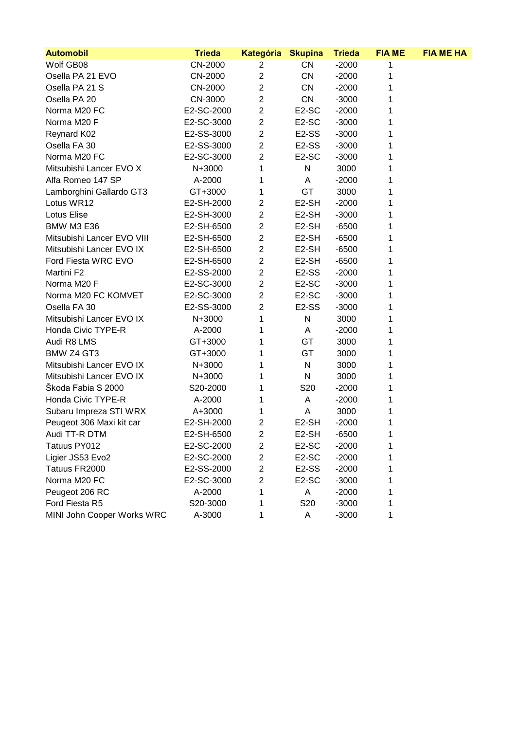| Automobil | Trieda | Kategória | Skupina | Trieda | FIA ME | FIA ME HA |
|---|---|---|---|---|---|---|
| Wolf GB08 | CN-2000 | 2 | CN | -2000 | 1 | |
| Osella PA 21 EVO | CN-2000 | 2 | CN | -2000 | 1 | |
| Osella PA 21 S | CN-2000 | 2 | CN | -2000 | 1 | |
| Osella PA 20 | CN-3000 | 2 | CN | -3000 | 1 | |
| Norma M20 FC | E2-SC-2000 | 2 | E2-SC | -2000 | 1 | |
| Norma M20 F | E2-SC-3000 | 2 | E2-SC | -3000 | 1 | |
| Reynard K02 | E2-SS-3000 | 2 | E2-SS | -3000 | 1 | |
| Osella FA 30 | E2-SS-3000 | 2 | E2-SS | -3000 | 1 | |
| Norma M20 FC | E2-SC-3000 | 2 | E2-SC | -3000 | 1 | |
| Mitsubishi Lancer EVO X | N+3000 | 1 | N | 3000 | 1 | |
| Alfa Romeo 147 SP | A-2000 | 1 | A | -2000 | 1 | |
| Lamborghini Gallardo GT3 | GT+3000 | 1 | GT | 3000 | 1 | |
| Lotus WR12 | E2-SH-2000 | 2 | E2-SH | -2000 | 1 | |
| Lotus Elise | E2-SH-3000 | 2 | E2-SH | -3000 | 1 | |
| BMW M3 E36 | E2-SH-6500 | 2 | E2-SH | -6500 | 1 | |
| Mitsubishi Lancer EVO VIII | E2-SH-6500 | 2 | E2-SH | -6500 | 1 | |
| Mitsubishi Lancer EVO IX | E2-SH-6500 | 2 | E2-SH | -6500 | 1 | |
| Ford Fiesta WRC EVO | E2-SH-6500 | 2 | E2-SH | -6500 | 1 | |
| Martini F2 | E2-SS-2000 | 2 | E2-SS | -2000 | 1 | |
| Norma M20 F | E2-SC-3000 | 2 | E2-SC | -3000 | 1 | |
| Norma M20 FC KOMVET | E2-SC-3000 | 2 | E2-SC | -3000 | 1 | |
| Osella FA 30 | E2-SS-3000 | 2 | E2-SS | -3000 | 1 | |
| Mitsubishi Lancer EVO IX | N+3000 | 1 | N | 3000 | 1 | |
| Honda Civic TYPE-R | A-2000 | 1 | A | -2000 | 1 | |
| Audi R8 LMS | GT+3000 | 1 | GT | 3000 | 1 | |
| BMW Z4 GT3 | GT+3000 | 1 | GT | 3000 | 1 | |
| Mitsubishi Lancer EVO IX | N+3000 | 1 | N | 3000 | 1 | |
| Mitsubishi Lancer EVO IX | N+3000 | 1 | N | 3000 | 1 | |
| Škoda Fabia S 2000 | S20-2000 | 1 | S20 | -2000 | 1 | |
| Honda Civic TYPE-R | A-2000 | 1 | A | -2000 | 1 | |
| Subaru Impreza STI WRX | A+3000 | 1 | A | 3000 | 1 | |
| Peugeot 306 Maxi kit car | E2-SH-2000 | 2 | E2-SH | -2000 | 1 | |
| Audi TT-R DTM | E2-SH-6500 | 2 | E2-SH | -6500 | 1 | |
| Tatuus PY012 | E2-SC-2000 | 2 | E2-SC | -2000 | 1 | |
| Ligier JS53 Evo2 | E2-SC-2000 | 2 | E2-SC | -2000 | 1 | |
| Tatuus FR2000 | E2-SS-2000 | 2 | E2-SS | -2000 | 1 | |
| Norma M20 FC | E2-SC-3000 | 2 | E2-SC | -3000 | 1 | |
| Peugeot 206 RC | A-2000 | 1 | A | -2000 | 1 | |
| Ford Fiesta R5 | S20-3000 | 1 | S20 | -3000 | 1 | |
| MINI John Cooper Works WRC | A-3000 | 1 | A | -3000 | 1 | |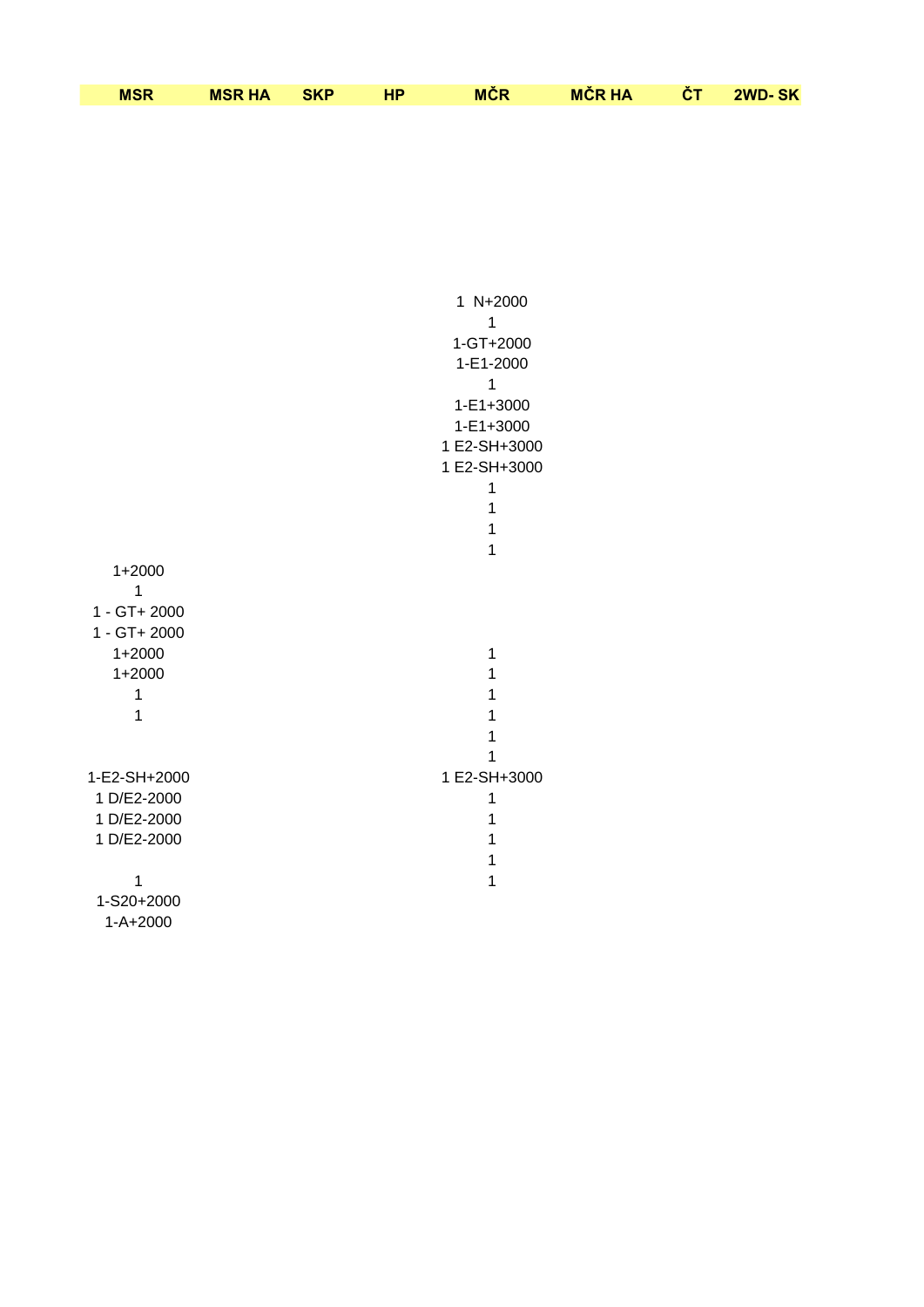| MSR | MSR HA | SKP | HP | MČR | MČR HA | ČT | 2WD- SK |
|---|---|---|---|---|---|---|---|
| | | | | 1 N+2000 | | | |
| | | | | 1 | | | |
| | | | | 1-GT+2000 | | | |
| | | | | 1-E1-2000 | | | |
| | | | | 1 | | | |
| | | | | 1-E1+3000 | | | |
| | | | | 1-E1+3000 | | | |
| | | | | 1 E2-SH+3000 | | | |
| | | | | 1 E2-SH+3000 | | | |
| | | | | 1 | | | |
| | | | | 1 | | | |
| | | | | 1 | | | |
| | | | | 1 | | | |
| 1+2000 | | | | | | | |
| 1 | | | | | | | |
| 1 - GT+ 2000 | | | | | | | |
| 1 - GT+ 2000 | | | | | | | |
| 1+2000 | | | | 1 | | | |
| 1+2000 | | | | 1 | | | |
| 1 | | | | 1 | | | |
| 1 | | | | 1 | | | |
| | | | | 1 | | | |
| | | | | 1 | | | |
| 1-E2-SH+2000 | | | | 1 E2-SH+3000 | | | |
| 1 D/E2-2000 | | | | 1 | | | |
| 1 D/E2-2000 | | | | 1 | | | |
| 1 D/E2-2000 | | | | 1 | | | |
| | | | | 1 | | | |
| 1 | | | | 1 | | | |
| 1-S20+2000 | | | | | | | |
| 1-A+2000 | | | | | | | |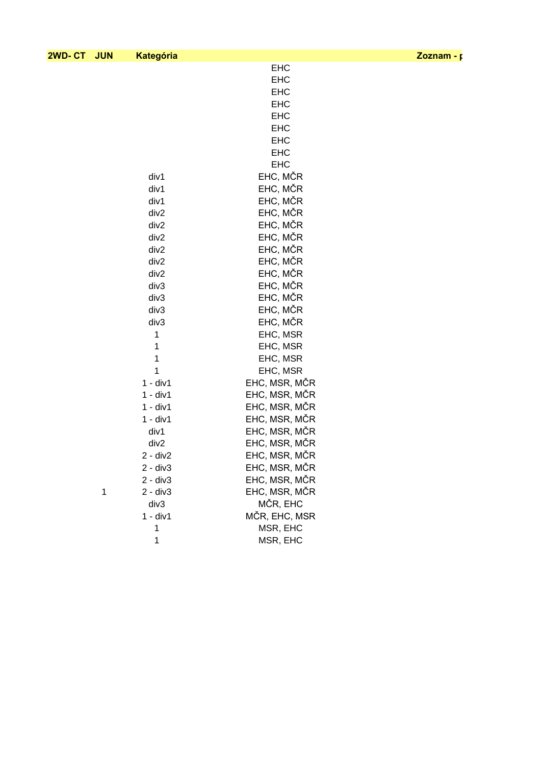| 2WD- CT | JUN | Kategória | | Zoznam - p |
|---|---|---|---|---|
| | | | EHC | |
| | | | EHC | |
| | | | EHC | |
| | | | EHC | |
| | | | EHC | |
| | | | EHC | |
| | | | EHC | |
| | | | EHC | |
| | | | EHC | |
| | | div1 | EHC, MČR | |
| | | div1 | EHC, MČR | |
| | | div1 | EHC, MČR | |
| | | div2 | EHC, MČR | |
| | | div2 | EHC, MČR | |
| | | div2 | EHC, MČR | |
| | | div2 | EHC, MČR | |
| | | div2 | EHC, MČR | |
| | | div2 | EHC, MČR | |
| | | div3 | EHC, MČR | |
| | | div3 | EHC, MČR | |
| | | div3 | EHC, MČR | |
| | | div3 | EHC, MČR | |
| | | 1 | EHC, MSR | |
| | | 1 | EHC, MSR | |
| | | 1 | EHC, MSR | |
| | | 1 | EHC, MSR | |
| | | 1 - div1 | EHC, MSR, MČR | |
| | | 1 - div1 | EHC, MSR, MČR | |
| | | 1 - div1 | EHC, MSR, MČR | |
| | | 1 - div1 | EHC, MSR, MČR | |
| | | div1 | EHC, MSR, MČR | |
| | | div2 | EHC, MSR, MČR | |
| | | 2 - div2 | EHC, MSR, MČR | |
| | | 2 - div3 | EHC, MSR, MČR | |
| | | 2 - div3 | EHC, MSR, MČR | |
| | 1 | 2 - div3 | EHC, MSR, MČR | |
| | | div3 | MČR, EHC | |
| | | 1 - div1 | MČR, EHC, MSR | |
| | | 1 | MSR, EHC | |
| | | 1 | MSR, EHC | |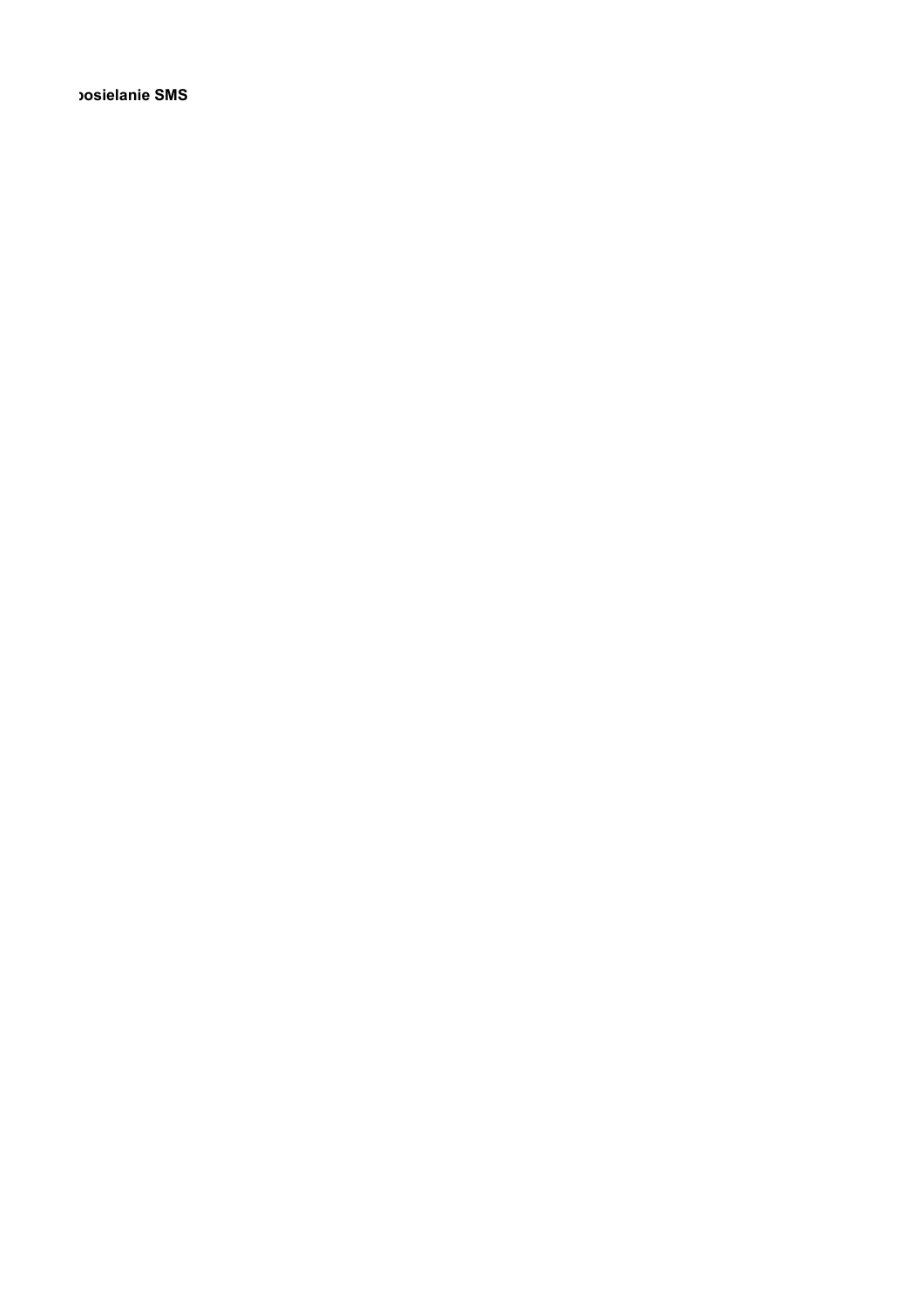**›osielanie SMS**